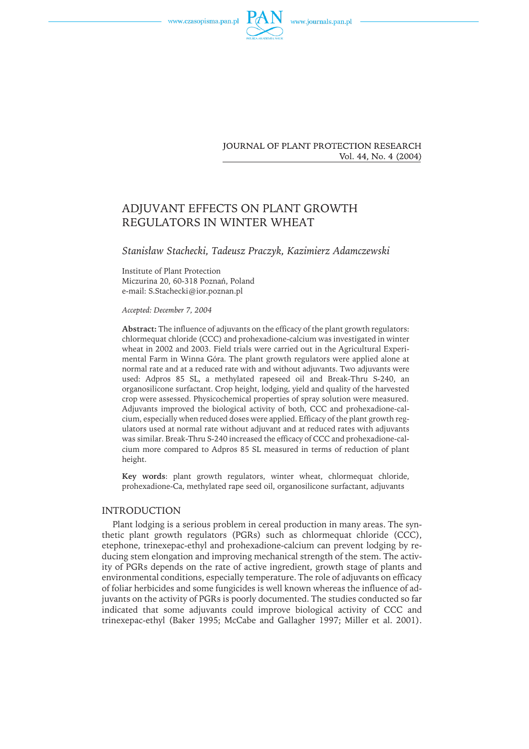# ADJUVANT EFFECTS ON PLANT GROWTH REGULATORS IN WINTER WHEAT

*Stanisław Stachecki, Tadeusz Praczyk, Kazimierz Adamczewski*

Institute of Plant Protection
Miczurina 20, 60-318 Poznań, Poland
e-mail: S.Stachecki@ior.poznan.pl

*Accepted: December 7, 2004*

**Abstract:** The influence of adjuvants on the efficacy of the plant growth regulators: chlormequat chloride (CCC) and prohexadione-calcium was investigated in winter wheat in 2002 and 2003. Field trials were carried out in the Agricultural Experimental Farm in Winna Góra. The plant growth regulators were applied alone at normal rate and at a reduced rate with and without adjuvants. Two adjuvants were used: Adpros 85 SL, a methylated rapeseed oil and Break-Thru S-240, an organosilicone surfactant. Crop height, lodging, yield and quality of the harvested crop were assessed. Physicochemical properties of spray solution were measured. Adjuvants improved the biological activity of both, CCC and prohexadione-calcium, especially when reduced doses were applied. Efficacy of the plant growth regulators used at normal rate without adjuvant and at reduced rates with adjuvants was similar. Break-Thru S-240 increased the efficacy of CCC and prohexadione-calcium more compared to Adpros 85 SL measured in terms of reduction of plant height.

**Key words**: plant growth regulators, winter wheat, chlormequat chloride, prohexadione-Ca, methylated rape seed oil, organosilicone surfactant, adjuvants

## INTRODUCTION

Plant lodging is a serious problem in cereal production in many areas. The synthetic plant growth regulators (PGRs) such as chlormequat chloride (CCC), etephone, trinexepac-ethyl and prohexadione-calcium can prevent lodging by reducing stem elongation and improving mechanical strength of the stem. The activity of PGRs depends on the rate of active ingredient, growth stage of plants and environmental conditions, especially temperature. The role of adjuvants on efficacy of foliar herbicides and some fungicides is well known whereas the influence of adjuvants on the activity of PGRs is poorly documented. The studies conducted so far indicated that some adjuvants could improve biological activity of CCC and trinexepac-ethyl (Baker 1995; McCabe and Gallagher 1997; Miller et al. 2001).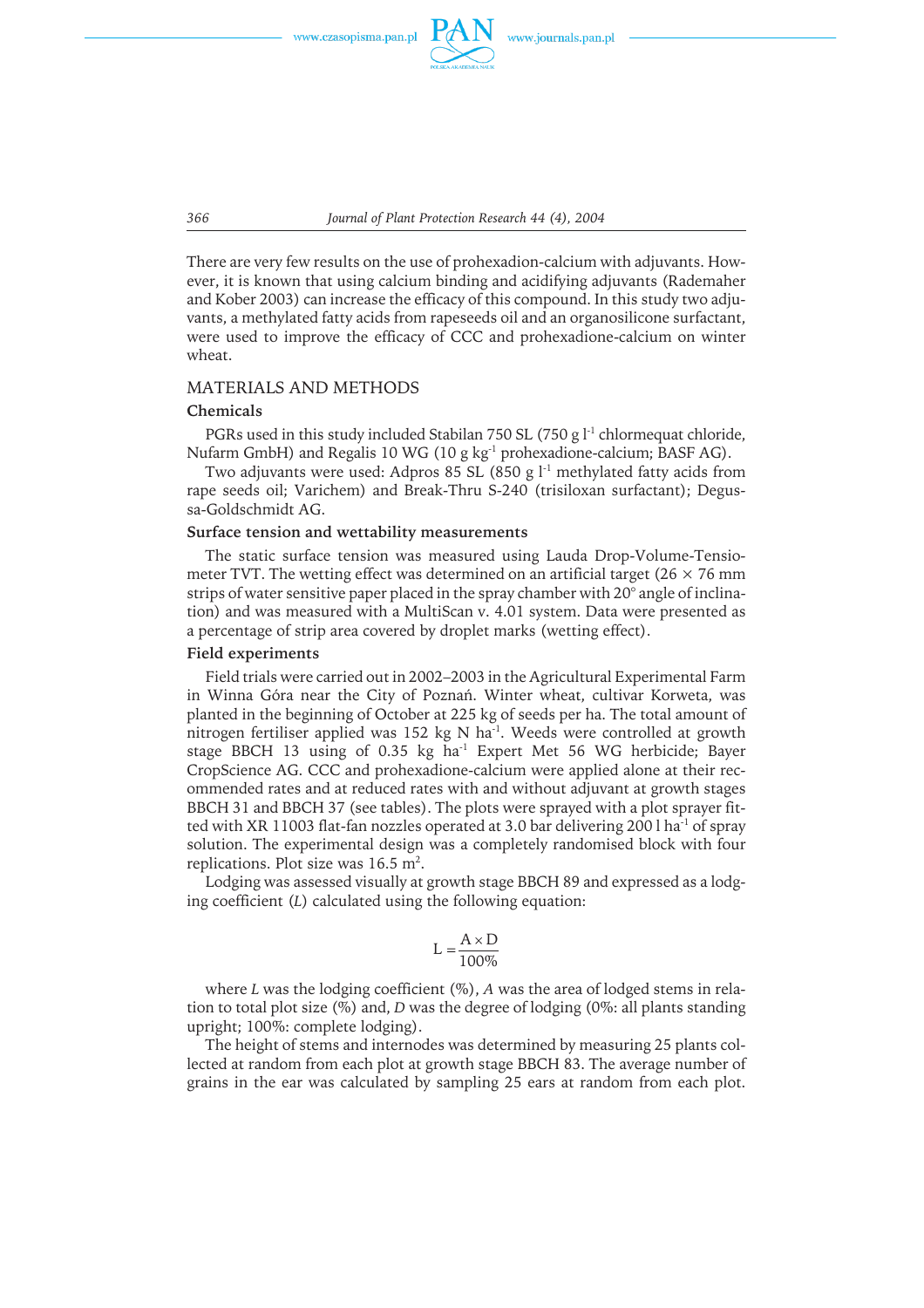There are very few results on the use of prohexadion-calcium with adjuvants. However, it is known that using calcium binding and acidifying adjuvants (Rademaher and Kober 2003) can increase the efficacy of this compound. In this study two adjuvants, a methylated fatty acids from rapeseeds oil and an organosilicone surfactant, were used to improve the efficacy of CCC and prohexadione-calcium on winter wheat.

## MATERIALS AND METHODS

### Chemicals

PGRs used in this study included Stabilan 750 SL (750 g $l^{-1}$ chlormequat chloride, Nufarm GmbH) and Regalis 10 WG (10 g $kg^{-1}$ prohexadione-calcium; BASF AG).

Two adjuvants were used: Adpros 85 SL (850 g $l^{-1}$ methylated fatty acids from rape seeds oil; Varichem) and Break-Thru S-240 (trisiloxan surfactant); Degussa-Goldschmidt AG.

### Surface tension and wettability measurements

The static surface tension was measured using Lauda Drop-Volume-Tensiometer TVT. The wetting effect was determined on an artificial target (26 × 76 mm strips of water sensitive paper placed in the spray chamber with 20° angle of inclination) and was measured with a MultiScan v. 4.01 system. Data were presented as a percentage of strip area covered by droplet marks (wetting effect).

### Field experiments

Field trials were carried out in 2002–2003 in the Agricultural Experimental Farm in Winna Góra near the City of Poznań. Winter wheat, cultivar Korweta, was planted in the beginning of October at 225 kg of seeds per ha. The total amount of nitrogen fertiliser applied was 152 kg N $ha^{-1}$. Weeds were controlled at growth stage BBCH 13 using of 0.35 kg $ha^{-1}$ Expert Met 56 WG herbicide; Bayer CropScience AG. CCC and prohexadione-calcium were applied alone at their recommended rates and at reduced rates with and without adjuvant at growth stages BBCH 31 and BBCH 37 (see tables). The plots were sprayed with a plot sprayer fitted with XR 11003 flat-fan nozzles operated at 3.0 bar delivering 200 l $ha^{-1}$ of spray solution. The experimental design was a completely randomised block with four replications. Plot size was 16.5 $m^2$.

Lodging was assessed visually at growth stage BBCH 89 and expressed as a lodging coefficient (*L*) calculated using the following equation:

$$L = \frac{A \times D}{100\%}$$

where *L* was the lodging coefficient (%), *A* was the area of lodged stems in relation to total plot size (%) and, *D* was the degree of lodging (0%: all plants standing upright; 100%: complete lodging).

The height of stems and internodes was determined by measuring 25 plants collected at random from each plot at growth stage BBCH 83. The average number of grains in the ear was calculated by sampling 25 ears at random from each plot.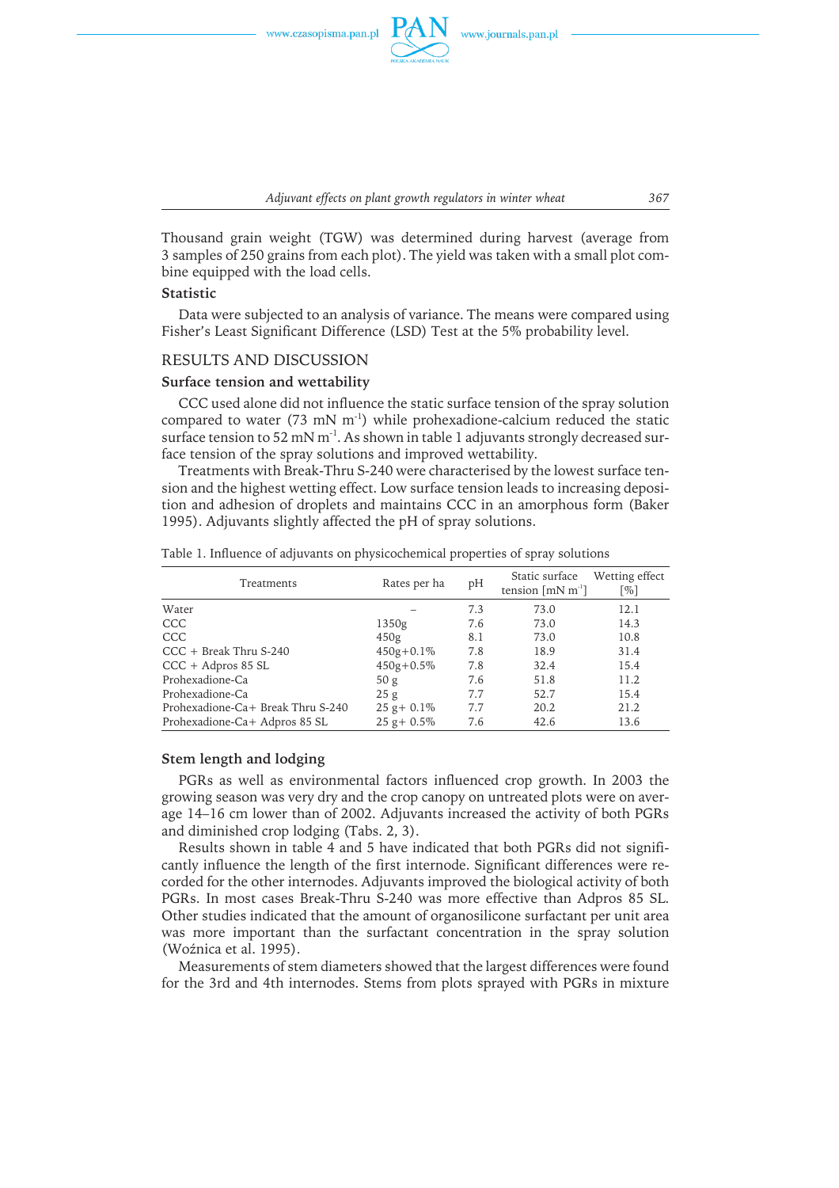Thousand grain weight (TGW) was determined during harvest (average from 3 samples of 250 grains from each plot). The yield was taken with a small plot combine equipped with the load cells.

### Statistic

Data were subjected to an analysis of variance. The means were compared using Fisher's Least Significant Difference (LSD) Test at the 5% probability level.

## RESULTS AND DISCUSSION

### Surface tension and wettability

CCC used alone did not influence the static surface tension of the spray solution compared to water (73 mN $m^{-1}$) while prohexadione-calcium reduced the static surface tension to 52 mN $m^{-1}$. As shown in table 1 adjuvants strongly decreased surface tension of the spray solutions and improved wettability.

Treatments with Break-Thru S-240 were characterised by the lowest surface tension and the highest wetting effect. Low surface tension leads to increasing deposition and adhesion of droplets and maintains CCC in an amorphous form (Baker 1995). Adjuvants slightly affected the pH of spray solutions.

Table 1. Influence of adjuvants on physicochemical properties of spray solutions

| Treatments | Rates per ha | pH | Static surface tension [mN $m^{-1}$] | Wetting effect [%] |
|---|---|---|---|---|
| Water | – | 7.3 | 73.0 | 12.1 |
| CCC | 1350g | 7.6 | 73.0 | 14.3 |
| CCC | 450g | 8.1 | 73.0 | 10.8 |
| CCC + Break Thru S-240 | 450g+0.1% | 7.8 | 18.9 | 31.4 |
| CCC + Adpros 85 SL | 450g+0.5% | 7.8 | 32.4 | 15.4 |
| Prohexadione-Ca | 50 g | 7.6 | 51.8 | 11.2 |
| Prohexadione-Ca | 25 g | 7.7 | 52.7 | 15.4 |
| Prohexadione-Ca+ Break Thru S-240 | 25 g+ 0.1% | 7.7 | 20.2 | 21.2 |
| Prohexadione-Ca+ Adpros 85 SL | 25 g+ 0.5% | 7.6 | 42.6 | 13.6 |

### Stem length and lodging

PGRs as well as environmental factors influenced crop growth. In 2003 the growing season was very dry and the crop canopy on untreated plots were on average 14–16 cm lower than of 2002. Adjuvants increased the activity of both PGRs and diminished crop lodging (Tabs. 2, 3).

Results shown in table 4 and 5 have indicated that both PGRs did not significantly influence the length of the first internode. Significant differences were recorded for the other internodes. Adjuvants improved the biological activity of both PGRs. In most cases Break-Thru S-240 was more effective than Adpros 85 SL. Other studies indicated that the amount of organosilicone surfactant per unit area was more important than the surfactant concentration in the spray solution (Woźnica et al. 1995).

Measurements of stem diameters showed that the largest differences were found for the 3rd and 4th internodes. Stems from plots sprayed with PGRs in mixture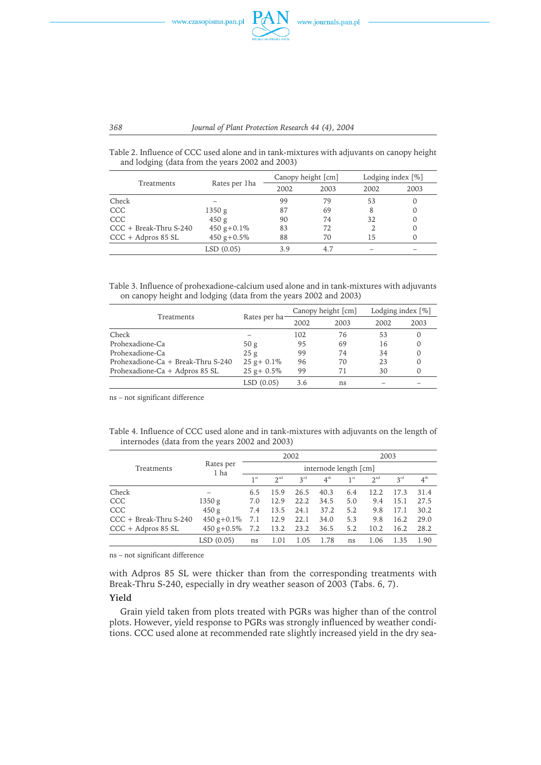Table 2. Influence of CCC used alone and in tank-mixtures with adjuvants on canopy height and lodging (data from the years 2002 and 2003)

| Treatments | Rates per 1ha | Canopy height [cm] | | Lodging index [%] | |
|---|---|---|---|---|---|
| | | 2002 | 2003 | 2002 | 2003 |
| Check | – | 99 | 79 | 53 | 0 |
| CCC | 1350 g | 87 | 69 | 8 | 0 |
| CCC | 450 g | 90 | 74 | 32 | 0 |
| CCC + Break-Thru S-240 | 450 g+0.1% | 83 | 72 | 2 | 0 |
| CCC + Adpros 85 SL | 450 g+0.5% | 88 | 70 | 15 | 0 |
| | LSD (0.05) | 3.9 | 4.7 | – | – |

Table 3. Influence of prohexadione-calcium used alone and in tank-mixtures with adjuvants on canopy height and lodging (data from the years 2002 and 2003)

| Treatments | Rates per ha | Canopy height [cm] | | Lodging index [%] | |
|---|---|---|---|---|---|
| | | 2002 | 2003 | 2002 | 2003 |
| Check | – | 102 | 76 | 53 | 0 |
| Prohexadione-Ca | 50 g | 95 | 69 | 16 | 0 |
| Prohexadione-Ca | 25 g | 99 | 74 | 34 | 0 |
| Prohexadione-Ca + Break-Thru S-240 | 25 g+ 0.1% | 96 | 70 | 23 | 0 |
| Prohexadione-Ca + Adpros 85 SL | 25 g+ 0.5% | 99 | 71 | 30 | 0 |
| | LSD (0.05) | 3.6 | ns | – | – |

ns – not significant difference

Table 4. Influence of CCC used alone and in tank-mixtures with adjuvants on the length of internodes (data from the years 2002 and 2003)

| Treatments | Rates per 1 ha | 2002 | | | | 2003 | | | |
|---|---|---|---|---|---|---|---|---|---|
| | | internode length [cm] | | | | | | | |
| | | 1st | 2nd | 3rd | 4th | 1st | 2nd | 3rd | 4th |
| Check | – | 6.5 | 15.9 | 26.5 | 40.3 | 6.4 | 12.2 | 17.3 | 31.4 |
| CCC | 1350 g | 7.0 | 12.9 | 22.2 | 34.5 | 5.0 | 9.4 | 15.1 | 27.5 |
| CCC | 450 g | 7.4 | 13.5 | 24.1 | 37.2 | 5.2 | 9.8 | 17.1 | 30.2 |
| CCC + Break-Thru S-240 | 450 g+0.1% | 7.1 | 12.9 | 22.1 | 34.0 | 5.3 | 9.8 | 16.2 | 29.0 |
| CCC + Adpros 85 SL | 450 g+0.5% | 7.2 | 13.2 | 23.2 | 36.5 | 5.2 | 10.2 | 16.2 | 28.2 |
| | LSD (0.05) | ns | 1.01 | 1.05 | 1.78 | ns | 1.06 | 1.35 | 1.90 |

ns – not significant difference

with Adpros 85 SL were thicker than from the corresponding treatments with Break-Thru S-240, especially in dry weather season of 2003 (Tabs. 6, 7).

**Yield**

Grain yield taken from plots treated with PGRs was higher than of the control plots. However, yield response to PGRs was strongly influenced by weather conditions. CCC used alone at recommended rate slightly increased yield in the dry sea-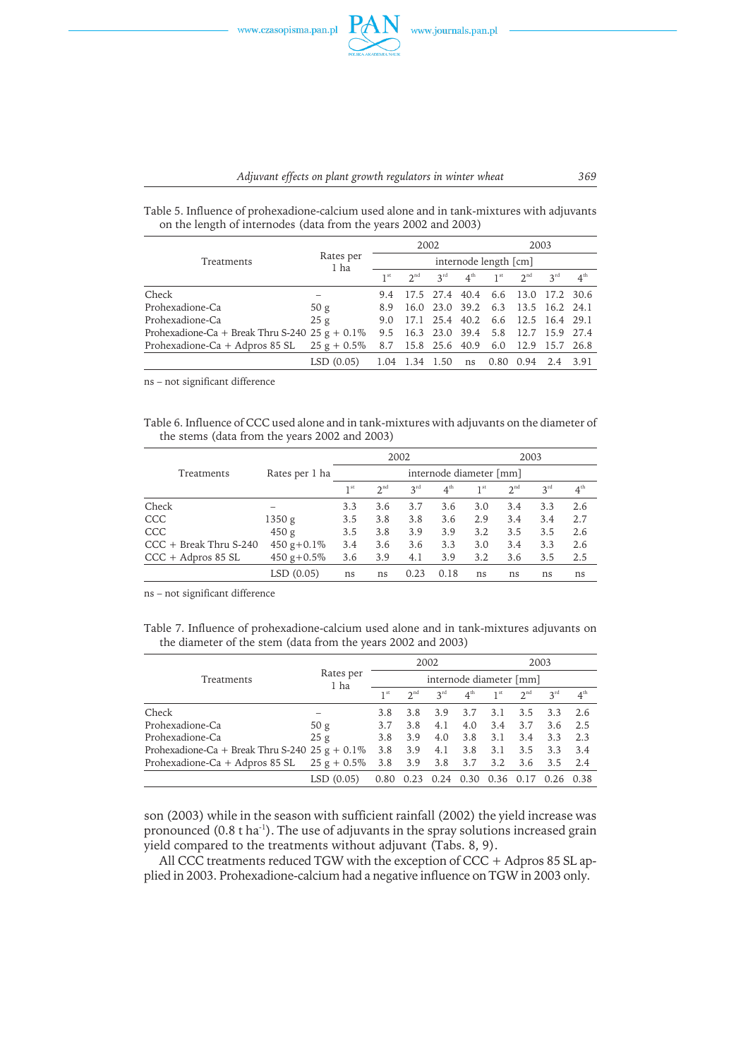Table 5. Influence of prohexadione-calcium used alone and in tank-mixtures with adjuvants on the length of internodes (data from the years 2002 and 2003)

| Treatments | Rates per 1 ha | 2002 | | | | 2003 | | | |
|---|---|---|---|---|---|---|---|---|---|
| | | internode length [cm] | | | | | | | |
| | | 1st | 2nd | 3rd | 4th | 1st | 2nd | 3rd | 4th |
| Check | – | 9.4 | 17.5 | 27.4 | 40.4 | 6.6 | 13.0 | 17.2 | 30.6 |
| Prohexadione-Ca | 50 g | 8.9 | 16.0 | 23.0 | 39.2 | 6.3 | 13.5 | 16.2 | 24.1 |
| Prohexadione-Ca | 25 g | 9.0 | 17.1 | 25.4 | 40.2 | 6.6 | 12.5 | 16.4 | 29.1 |
| Prohexadione-Ca + Break Thru S-240 | 25 g + 0.1% | 9.5 | 16.3 | 23.0 | 39.4 | 5.8 | 12.7 | 15.9 | 27.4 |
| Prohexadione-Ca + Adpros 85 SL | 25 g + 0.5% | 8.7 | 15.8 | 25.6 | 40.9 | 6.0 | 12.9 | 15.7 | 26.8 |
| | LSD (0.05) | 1.04 | 1.34 | 1.50 | ns | 0.80 | 0.94 | 2.4 | 3.91 |

ns – not significant difference

Table 6. Influence of CCC used alone and in tank-mixtures with adjuvants on the diameter of the stems (data from the years 2002 and 2003)

| Treatments | Rates per 1 ha | 2002 | | | | 2003 | | | |
|---|---|---|---|---|---|---|---|---|---|
| | | internode diameter [mm] | | | | | | | |
| | | 1st | 2nd | 3rd | 4th | 1st | 2nd | 3rd | 4th |
| Check | – | 3.3 | 3.6 | 3.7 | 3.6 | 3.0 | 3.4 | 3.3 | 2.6 |
| CCC | 1350 g | 3.5 | 3.8 | 3.8 | 3.6 | 2.9 | 3.4 | 3.4 | 2.7 |
| CCC | 450 g | 3.5 | 3.8 | 3.9 | 3.9 | 3.2 | 3.5 | 3.5 | 2.6 |
| CCC + Break Thru S-240 | 450 g+0.1% | 3.4 | 3.6 | 3.6 | 3.3 | 3.0 | 3.4 | 3.3 | 2.6 |
| CCC + Adpros 85 SL | 450 g+0.5% | 3.6 | 3.9 | 4.1 | 3.9 | 3.2 | 3.6 | 3.5 | 2.5 |
| | LSD (0.05) | ns | ns | 0.23 | 0.18 | ns | ns | ns | ns |

ns – not significant difference

Table 7. Influence of prohexadione-calcium used alone and in tank-mixtures adjuvants on the diameter of the stem (data from the years 2002 and 2003)

| Treatments | Rates per 1 ha | 2002 | | | | 2003 | | | |
|---|---|---|---|---|---|---|---|---|---|
| | | internode diameter [mm] | | | | | | | |
| | | 1st | 2nd | 3rd | 4th | 1st | 2nd | 3rd | 4th |
| Check | – | 3.8 | 3.8 | 3.9 | 3.7 | 3.1 | 3.5 | 3.3 | 2.6 |
| Prohexadione-Ca | 50 g | 3.7 | 3.8 | 4.1 | 4.0 | 3.4 | 3.7 | 3.6 | 2.5 |
| Prohexadione-Ca | 25 g | 3.8 | 3.9 | 4.0 | 3.8 | 3.1 | 3.4 | 3.3 | 2.3 |
| Prohexadione-Ca + Break Thru S-240 | 25 g + 0.1% | 3.8 | 3.9 | 4.1 | 3.8 | 3.1 | 3.5 | 3.3 | 3.4 |
| Prohexadione-Ca + Adpros 85 SL | 25 g + 0.5% | 3.8 | 3.9 | 3.8 | 3.7 | 3.2 | 3.6 | 3.5 | 2.4 |
| | LSD (0.05) | 0.80 | 0.23 | 0.24 | 0.30 | 0.36 | 0.17 | 0.26 | 0.38 |

son (2003) while in the season with sufficient rainfall (2002) the yield increase was pronounced (0.8 t ha$^{-1}$). The use of adjuvants in the spray solutions increased grain yield compared to the treatments without adjuvant (Tabs. 8, 9).

All CCC treatments reduced TGW with the exception of CCC + Adpros 85 SL applied in 2003. Prohexadione-calcium had a negative influence on TGW in 2003 only.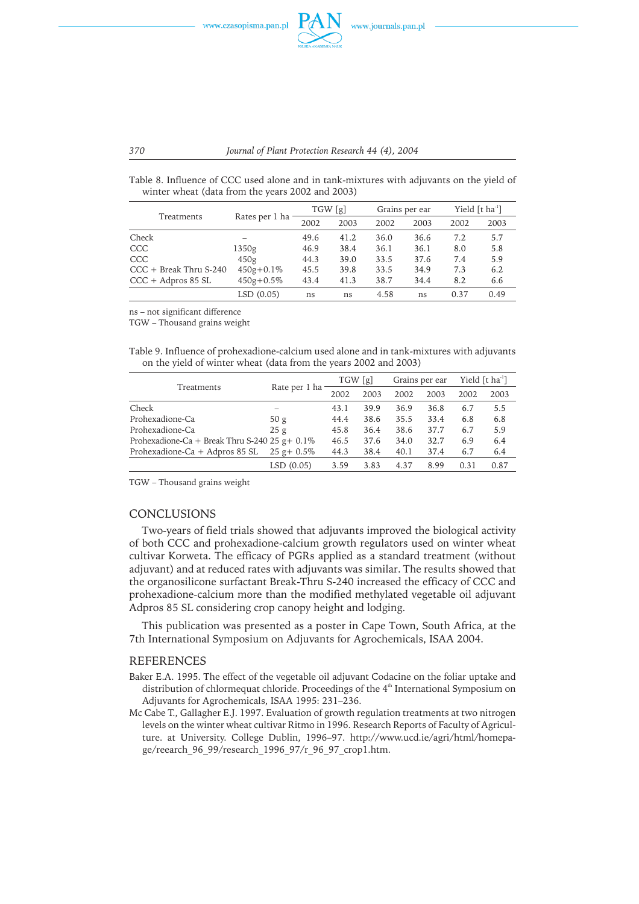Table 8. Influence of CCC used alone and in tank-mixtures with adjuvants on the yield of winter wheat (data from the years 2002 and 2003)

| Treatments | Rates per 1 ha | TGW [g] | | Grains per ear | | Yield [t ha$^{-1}$] | |
|---|---|---|---|---|---|---|---|
| | | 2002 | 2003 | 2002 | 2003 | 2002 | 2003 |
| Check | – | 49.6 | 41.2 | 36.0 | 36.6 | 7.2 | 5.7 |
| CCC | 1350g | 46.9 | 38.4 | 36.1 | 36.1 | 8.0 | 5.8 |
| CCC | 450g | 44.3 | 39.0 | 33.5 | 37.6 | 7.4 | 5.9 |
| CCC + Break Thru S-240 | 450g+0.1% | 45.5 | 39.8 | 33.5 | 34.9 | 7.3 | 6.2 |
| CCC + Adpros 85 SL | 450g+0.5% | 43.4 | 41.3 | 38.7 | 34.4 | 8.2 | 6.6 |
| | LSD (0.05) | ns | ns | 4.58 | ns | 0.37 | 0.49 |

ns – not significant difference
TGW – Thousand grains weight

Table 9. Influence of prohexadione-calcium used alone and in tank-mixtures with adjuvants on the yeild of winter wheat (data from the years 2002 and 2003)

| Treatments | Rate per 1 ha | TGW [g] | | Grains per ear | | Yield [t ha$^{-1}$] | |
|---|---|---|---|---|---|---|---|
| | | 2002 | 2003 | 2002 | 2003 | 2002 | 2003 |
| Check | – | 43.1 | 39.9 | 36.9 | 36.8 | 6.7 | 5.5 |
| Prohexadione-Ca | 50 g | 44.4 | 38.6 | 35.5 | 33.4 | 6.8 | 6.8 |
| Prohexadione-Ca | 25 g | 45.8 | 36.4 | 38.6 | 37.7 | 6.7 | 5.9 |
| Prohexadione-Ca + Break Thru S-240 | 25 g+ 0.1% | 46.5 | 37.6 | 34.0 | 32.7 | 6.9 | 6.4 |
| Prohexadione-Ca + Adpros 85 SL | 25 g+ 0.5% | 44.3 | 38.4 | 40.1 | 37.4 | 6.7 | 6.4 |
| | LSD (0.05) | 3.59 | 3.83 | 4.37 | 8.99 | 0.31 | 0.87 |

TGW – Thousand grains weight

## CONCLUSIONS

Two-years of field trials showed that adjuvants improved the biological activity of both CCC and prohexadione-calcium growth regulators used on winter wheat cultivar Korweta. The efficacy of PGRs applied as a standard treatment (without adjuvant) and at reduced rates with adjuvants was similar. The results showed that the organosilicone surfactant Break-Thru S-240 increased the efficacy of CCC and prohexadione-calcium more than the modified methylated vegetable oil adjuvant Adpros 85 SL considering crop canopy height and lodging.

This publication was presented as a poster in Cape Town, South Africa, at the 7th International Symposium on Adjuvants for Agrochemicals, ISAA 2004.

## REFERENCES

Baker E.A. 1995. The effect of the vegetable oil adjuvant Codacine on the foliar uptake and distribution of chlormequat chloride. Proceedings of the 4th International Symposium on Adjuvants for Agrochemicals, ISAA 1995: 231–236.

Mc Cabe T., Gallagher E.J. 1997. Evaluation of growth regulation treatments at two nitrogen levels on the winter wheat cultivar Ritmo in 1996. Research Reports of Faculty of Agriculture. at University. College Dublin, 1996–97. http://www.ucd.ie/agri/html/homepage/reearch_96_99/research_1996_97/r_96_97_crop1.htm.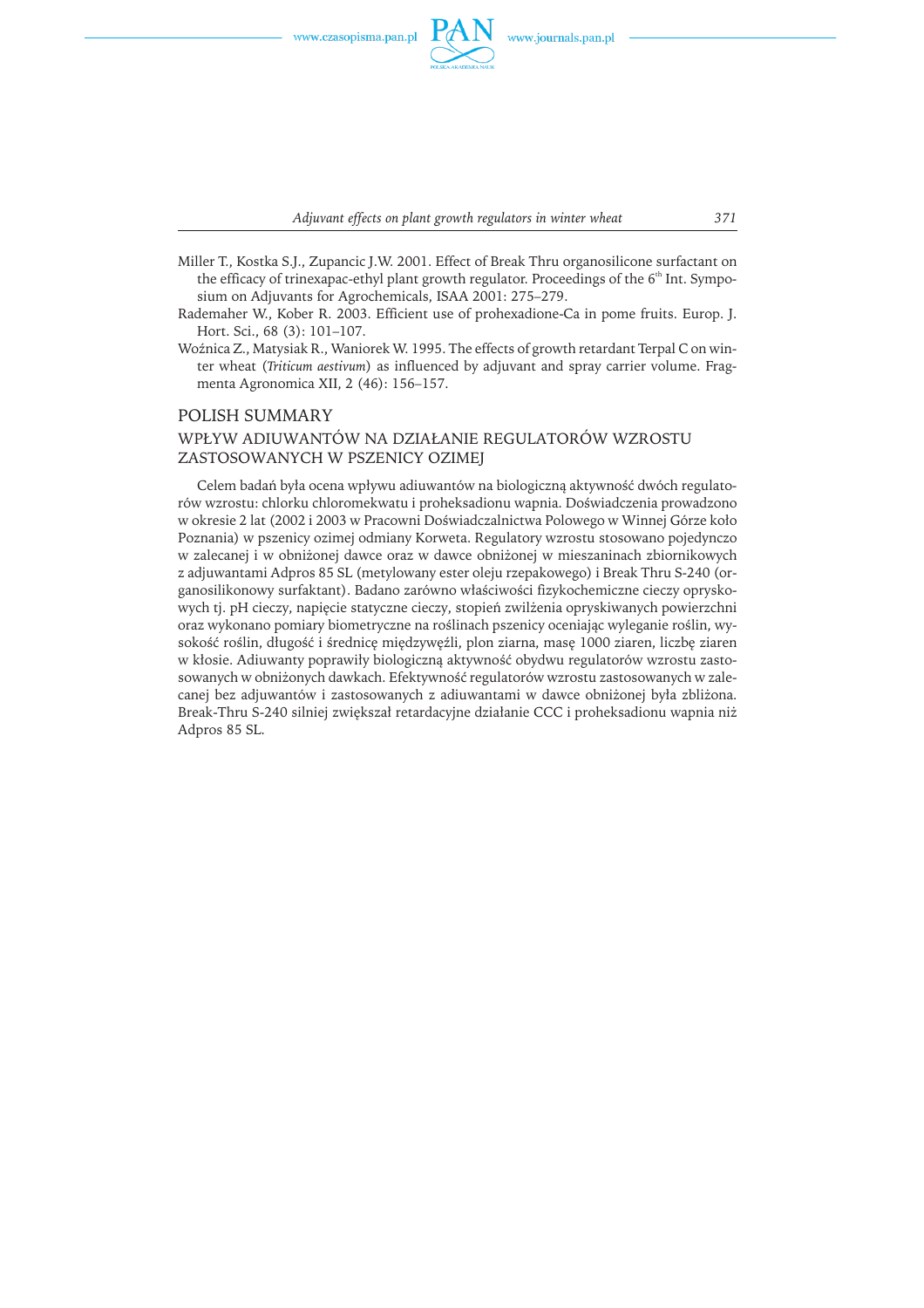Miller T., Kostka S.J., Zupancic J.W. 2001. Effect of Break Thru organosilicone surfactant on the efficacy of trinexapac-ethyl plant growth regulator. Proceedings of the 6th Int. Symposium on Adjuvants for Agrochemicals, ISAA 2001: 275–279.

Rademaher W., Kober R. 2003. Efficient use of prohexadione-Ca in pome fruits. Europ. J. Hort. Sci., 68 (3): 101–107.

Woźnica Z., Matysiak R., Waniorek W. 1995. The effects of growth retardant Terpal C on winter wheat (*Triticum aestivum*) as influenced by adjuvant and spray carrier volume. Fragmenta Agronomica XII, 2 (46): 156–157.

## POLISH SUMMARY

## WPŁYW ADIUWANTÓW NA DZIAŁANIE REGULATORÓW WZROSTU ZASTOSOWANYCH W PSZENICY OZIMEJ

Celem badań była ocena wpływu adiuwantów na biologiczną aktywność dwóch regulatorów wzrostu: chlorku chloromekwatu i proheksadionu wapnia. Doświadczenia prowadzono w okresie 2 lat (2002 i 2003 w Pracowni Doświadczalnictwa Polowego w Winnej Górze koło Poznania) w pszenicy ozimej odmiany Korweta. Regulatory wzrostu stosowano pojedynczo w zalecanej i w obniżonej dawce oraz w dawce obniżonej w mieszaninach zbiornikowych z adjuwantami Adpros 85 SL (metylowany ester oleju rzepakowego) i Break Thru S-240 (organosilikonowy surfaktant). Badano zarówno właściwości fizykochemiczne cieczy opryskowych tj. pH cieczy, napięcie statyczne cieczy, stopień zwilżenia opryskiwanych powierzchni oraz wykonano pomiary biometryczne na roślinach pszenicy oceniając wyleganie roślin, wysokość roślin, długość i średnicę międzywęźli, plon ziarna, masę 1000 ziaren, liczbę ziaren w kłosie. Adiuwanty poprawiły biologiczną aktywność obydwu regulatorów wzrostu zastosowanych w obniżonych dawkach. Efektywność regulatorów wzrostu zastosowanych w zalecanej bez adjuwantów i zastosowanych z adiuwantami w dawce obniżonej była zbliżona. Break-Thru S-240 silniej zwiększał retardacyjne działanie CCC i proheksadionu wapnia niż Adpros 85 SL.